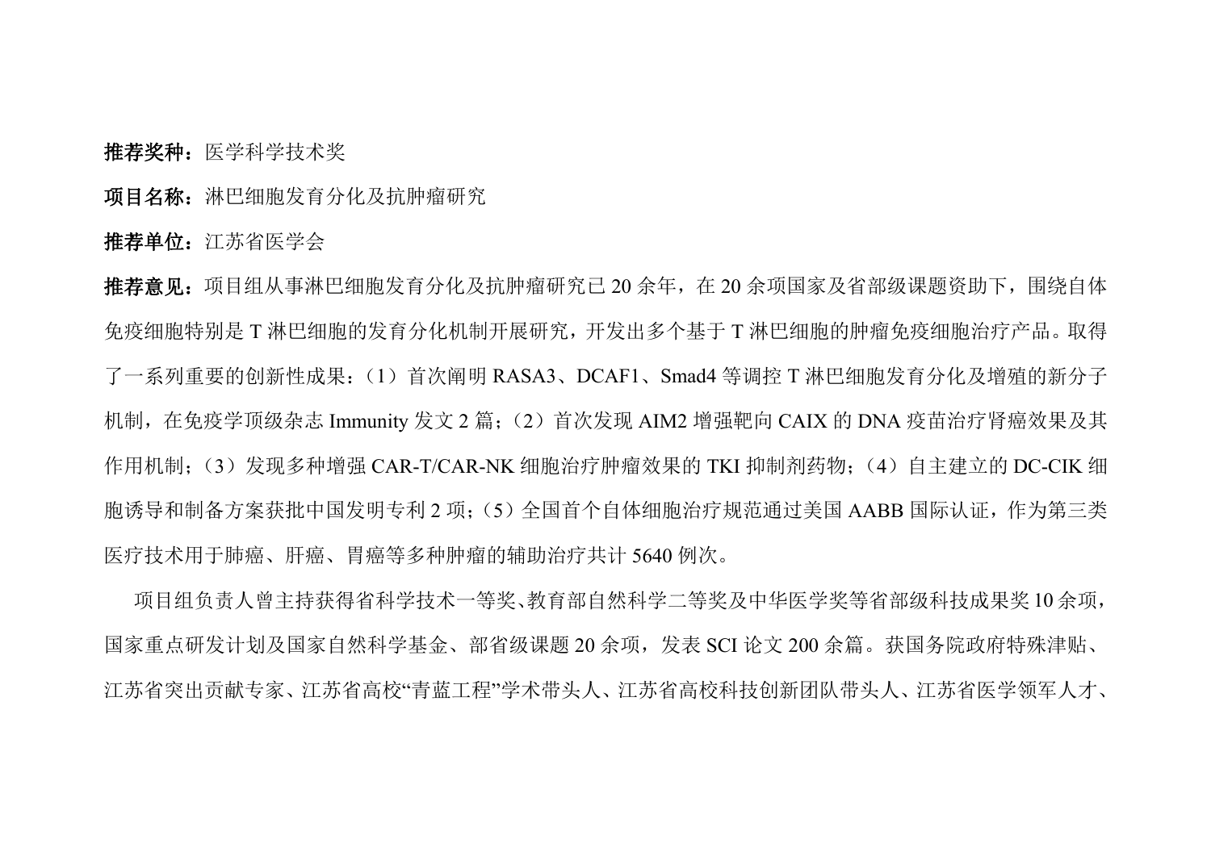**推荐奖种：**医学科学技术奖

**项目名称：**淋巴细胞发育分化及抗肿瘤研究

**推荐单位：**江苏省医学会

**推荐意见：**项目组从事淋巴细胞发育分化及抗肿瘤研究已20余年，在20余项国家及省部级课题资助下，围绕自体免疫细胞特别是T淋巴细胞的发育分化机制开展研究，开发出多个基于T淋巴细胞的肿瘤免疫细胞治疗产品。取得了一系列重要的创新性成果：（1）首次阐明RASA3、DCAF1、Smad4等调控T淋巴细胞发育分化及增殖的新分子机制，在免疫学顶级杂志Immunity发文2篇；（2）首次发现AIM2增强靶向CAIX的DNA疫苗治疗肾癌效果及其作用机制；（3）发现多种增强CAR-T/CAR-NK细胞治疗肿瘤效果的TKI抑制剂药物；（4）自主建立的DC-CIK细胞诱导和制备方案获批中国发明专利2项；（5）全国首个自体细胞治疗规范通过美国AABB国际认证，作为第三类医疗技术用于肺癌、肝癌、胃癌等多种肿瘤的辅助治疗共计5640例次。

项目组负责人曾主持获得省科学技术一等奖、教育部自然科学二等奖及中华医学奖等省部级科技成果奖10余项，国家重点研发计划及国家自然科学基金、部省级课题20余项，发表SCI论文200余篇。获国务院政府特殊津贴、江苏省突出贡献专家、江苏省高校“青蓝工程”学术带头人、江苏省高校科技创新团队带头人、江苏省医学领军人才、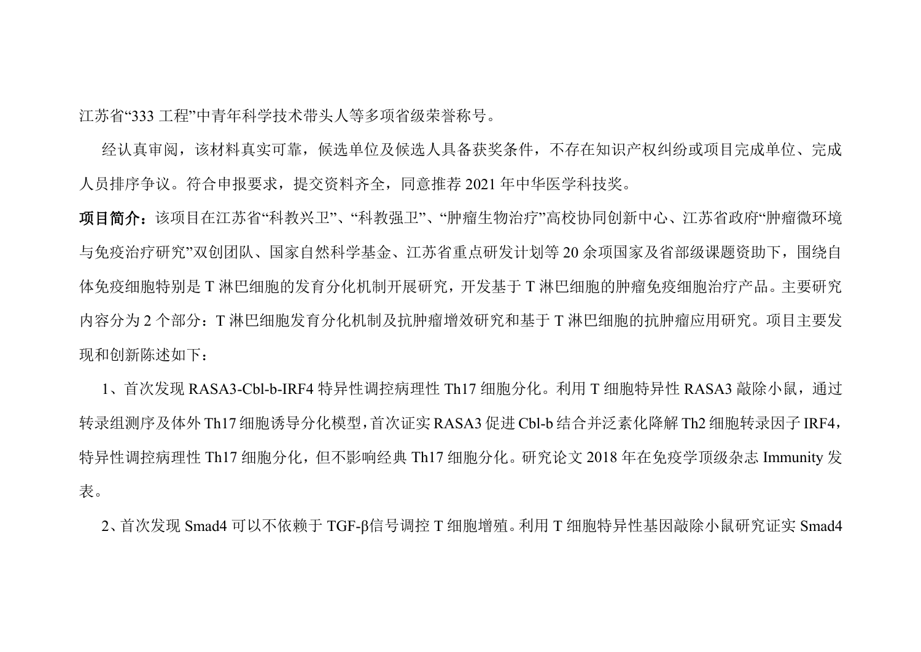江苏省“333 工程”中青年科学技术带头人等多项省级荣誉称号。

经认真审阅，该材料真实可靠，候选单位及候选人具备获奖条件，不存在知识产权纠纷或项目完成单位、完成人员排序争议。符合申报要求，提交资料齐全，同意推荐 2021 年中华医学科技奖。

**项目简介：**该项目在江苏省“科教兴卫”、“科教强卫”、“肿瘤生物治疗”高校协同创新中心、江苏省政府“肿瘤微环境与免疫治疗研究”双创团队、国家自然科学基金、江苏省重点研发计划等 20 余项国家及省部级课题资助下，围绕自体免疫细胞特别是 T 淋巴细胞的发育分化机制开展研究，开发基于 T 淋巴细胞的肿瘤免疫细胞治疗产品。主要研究内容分为 2 个部分：T 淋巴细胞发育分化机制及抗肿瘤增效研究和基于 T 淋巴细胞的抗肿瘤应用研究。项目主要发现和创新陈述如下：

1、首次发现 RASA3-Cbl-b-IRF4 特异性调控病理性 Th17 细胞分化。利用 T 细胞特异性 RASA3 敲除小鼠，通过转录组测序及体外 Th17 细胞诱导分化模型，首次证实 RASA3 促进 Cbl-b 结合并泛素化降解 Th2 细胞转录因子 IRF4，特异性调控病理性 Th17 细胞分化，但不影响经典 Th17 细胞分化。研究论文 2018 年在免疫学顶级杂志 Immunity 发表。

2、首次发现 Smad4 可以不依赖于 TGF-β信号调控 T 细胞增殖。利用 T 细胞特异性基因敲除小鼠研究证实 Smad4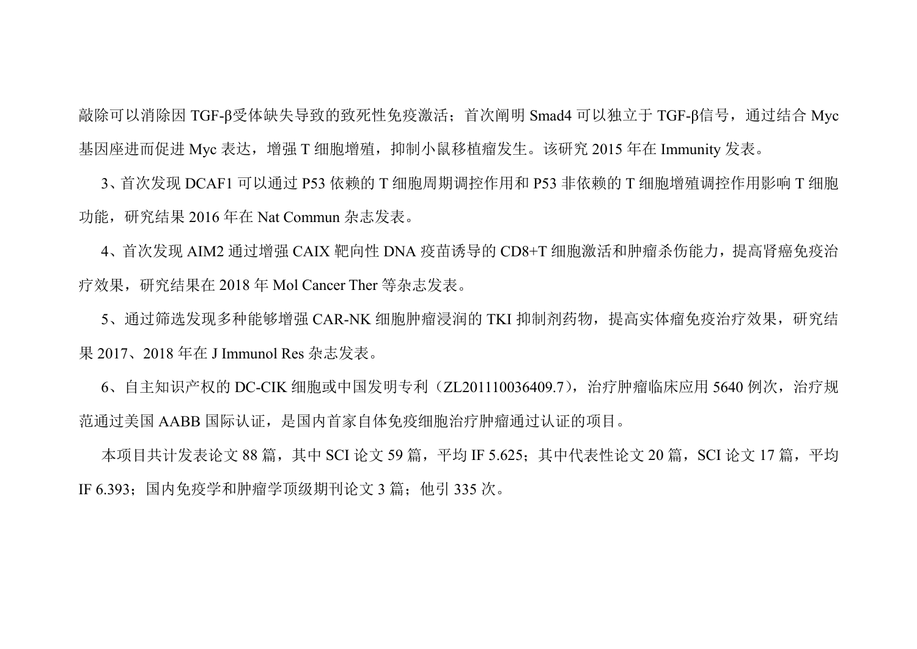敲除可以消除因 TGF-β受体缺失导致的致死性免疫激活；首次阐明 Smad4 可以独立于 TGF-β信号，通过结合 Myc 基因座进而促进 Myc 表达，增强 T 细胞增殖，抑制小鼠移植瘤发生。该研究 2015 年在 Immunity 发表。

3、首次发现 DCAF1 可以通过 P53 依赖的 T 细胞周期调控作用和 P53 非依赖的 T 细胞增殖调控作用影响 T 细胞功能，研究结果 2016 年在 Nat Commun 杂志发表。

4、首次发现 AIM2 通过增强 CAIX 靶向性 DNA 疫苗诱导的 CD8+T 细胞激活和肿瘤杀伤能力，提高肾癌免疫治疗效果，研究结果在 2018 年 Mol Cancer Ther 等杂志发表。

5、通过筛选发现多种能够增强 CAR-NK 细胞肿瘤浸润的 TKI 抑制剂药物，提高实体瘤免疫治疗效果，研究结果 2017、2018 年在 J Immunol Res 杂志发表。

6、自主知识产权的 DC-CIK 细胞或中国发明专利（ZL201110036409.7），治疗肿瘤临床应用 5640 例次，治疗规范通过美国 AABB 国际认证，是国内首家自体免疫细胞治疗肿瘤通过认证的项目。

本项目共计发表论文 88 篇，其中 SCI 论文 59 篇，平均 IF 5.625；其中代表性论文 20 篇，SCI 论文 17 篇，平均 IF 6.393；国内免疫学和肿瘤学顶级期刊论文 3 篇；他引 335 次。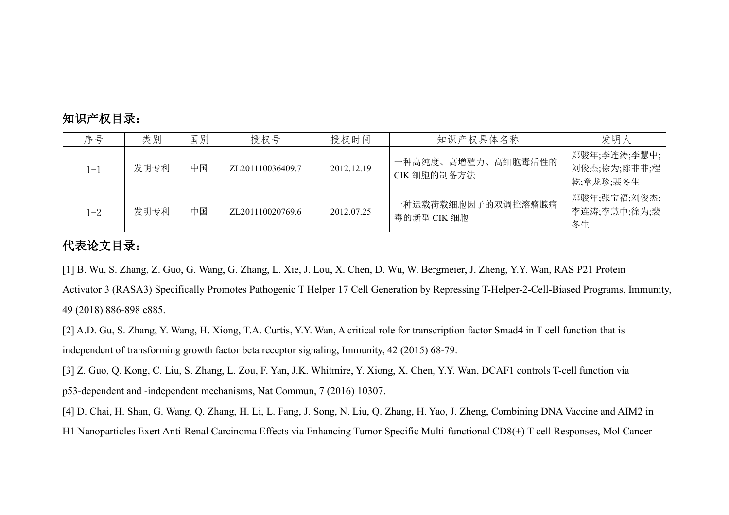## 知识产权目录：

| 序号 | 类别 | 国别 | 授权号 | 授权时间 | 知识产权具体名称 | 发明人 |
|---|---|---|---|---|---|---|
| 1-1 | 发明专利 | 中国 | ZL201110036409.7 | 2012.12.19 | 一种高纯度、高增殖力、高细胞毒活性的CIK 细胞的制备方法 | 郑骏年;李连涛;李慧中;刘俊杰;徐为;陈菲菲;程乾;章龙珍;裴冬生 |
| 1-2 | 发明专利 | 中国 | ZL201110020769.6 | 2012.07.25 | 一种运载荷载细胞因子的双调控溶瘤腺病毒的新型 CIK 细胞 | 郑骏年;张宝福;刘俊杰;李连涛;李慧中;徐为;裴冬生 |

## 代表论文目录：

[1] B. Wu, S. Zhang, Z. Guo, G. Wang, G. Zhang, L. Xie, J. Lou, X. Chen, D. Wu, W. Bergmeier, J. Zheng, Y.Y. Wan, RAS P21 Protein Activator 3 (RASA3) Specifically Promotes Pathogenic T Helper 17 Cell Generation by Repressing T-Helper-2-Cell-Biased Programs, Immunity, 49 (2018) 886-898 e885.

[2] A.D. Gu, S. Zhang, Y. Wang, H. Xiong, T.A. Curtis, Y.Y. Wan, A critical role for transcription factor Smad4 in T cell function that is independent of transforming growth factor beta receptor signaling, Immunity, 42 (2015) 68-79.

[3] Z. Guo, Q. Kong, C. Liu, S. Zhang, L. Zou, F. Yan, J.K. Whitmire, Y. Xiong, X. Chen, Y.Y. Wan, DCAF1 controls T-cell function via p53-dependent and -independent mechanisms, Nat Commun, 7 (2016) 10307.

[4] D. Chai, H. Shan, G. Wang, Q. Zhang, H. Li, L. Fang, J. Song, N. Liu, Q. Zhang, H. Yao, J. Zheng, Combining DNA Vaccine and AIM2 in H1 Nanoparticles Exert Anti-Renal Carcinoma Effects via Enhancing Tumor-Specific Multi-functional CD8(+) T-cell Responses, Mol Cancer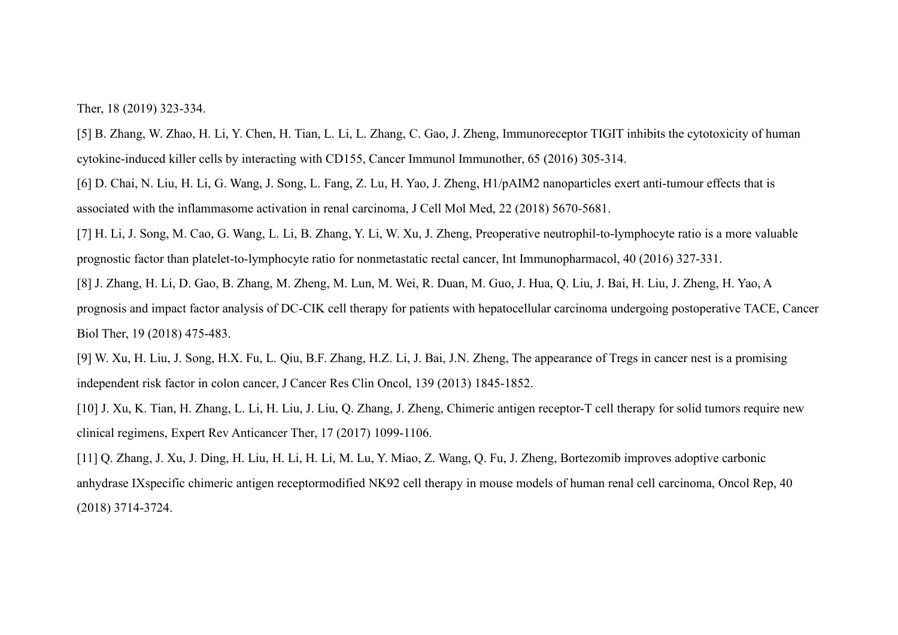Ther, 18 (2019) 323-334.

[5] B. Zhang, W. Zhao, H. Li, Y. Chen, H. Tian, L. Li, L. Zhang, C. Gao, J. Zheng, Immunoreceptor TIGIT inhibits the cytotoxicity of human cytokine-induced killer cells by interacting with CD155, Cancer Immunol Immunother, 65 (2016) 305-314.

[6] D. Chai, N. Liu, H. Li, G. Wang, J. Song, L. Fang, Z. Lu, H. Yao, J. Zheng, H1/pAIM2 nanoparticles exert anti-tumour effects that is associated with the inflammasome activation in renal carcinoma, J Cell Mol Med, 22 (2018) 5670-5681.

[7] H. Li, J. Song, M. Cao, G. Wang, L. Li, B. Zhang, Y. Li, W. Xu, J. Zheng, Preoperative neutrophil-to-lymphocyte ratio is a more valuable prognostic factor than platelet-to-lymphocyte ratio for nonmetastatic rectal cancer, Int Immunopharmacol, 40 (2016) 327-331.

[8] J. Zhang, H. Li, D. Gao, B. Zhang, M. Zheng, M. Lun, M. Wei, R. Duan, M. Guo, J. Hua, Q. Liu, J. Bai, H. Liu, J. Zheng, H. Yao, A prognosis and impact factor analysis of DC-CIK cell therapy for patients with hepatocellular carcinoma undergoing postoperative TACE, Cancer Biol Ther, 19 (2018) 475-483.

[9] W. Xu, H. Liu, J. Song, H.X. Fu, L. Qiu, B.F. Zhang, H.Z. Li, J. Bai, J.N. Zheng, The appearance of Tregs in cancer nest is a promising independent risk factor in colon cancer, J Cancer Res Clin Oncol, 139 (2013) 1845-1852.

[10] J. Xu, K. Tian, H. Zhang, L. Li, H. Liu, J. Liu, Q. Zhang, J. Zheng, Chimeric antigen receptor-T cell therapy for solid tumors require new clinical regimens, Expert Rev Anticancer Ther, 17 (2017) 1099-1106.

[11] Q. Zhang, J. Xu, J. Ding, H. Liu, H. Li, H. Li, M. Lu, Y. Miao, Z. Wang, Q. Fu, J. Zheng, Bortezomib improves adoptive carbonic anhydrase IXspecific chimeric antigen receptormodified NK92 cell therapy in mouse models of human renal cell carcinoma, Oncol Rep, 40 (2018) 3714-3724.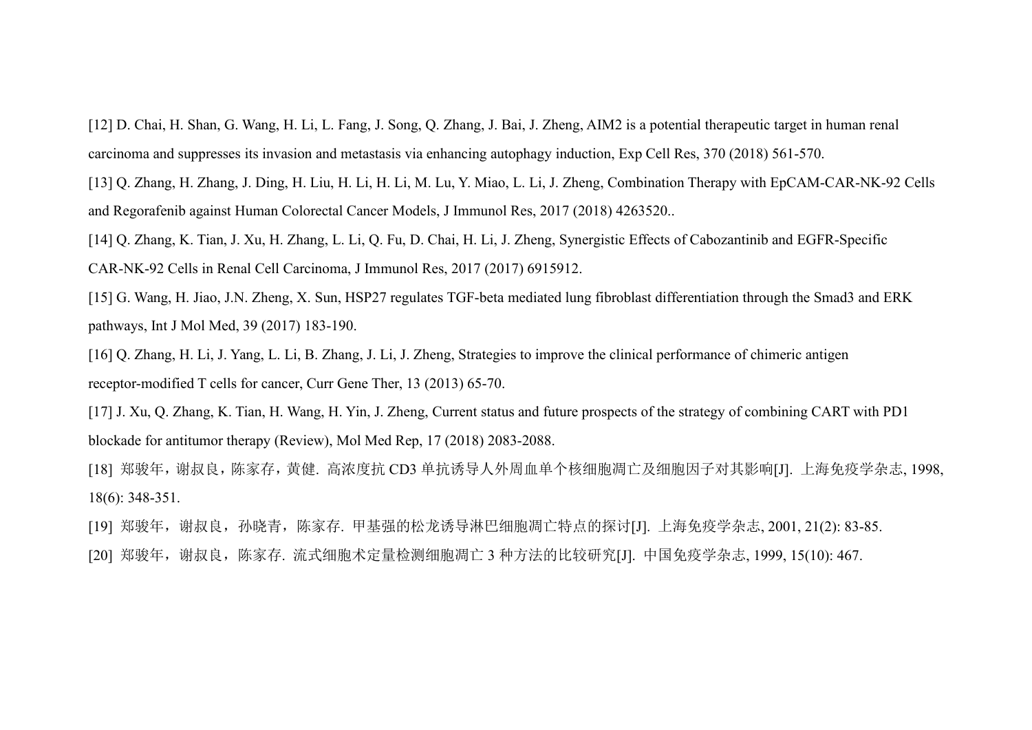[12] D. Chai, H. Shan, G. Wang, H. Li, L. Fang, J. Song, Q. Zhang, J. Bai, J. Zheng, AIM2 is a potential therapeutic target in human renal carcinoma and suppresses its invasion and metastasis via enhancing autophagy induction, Exp Cell Res, 370 (2018) 561-570.

[13] Q. Zhang, H. Zhang, J. Ding, H. Liu, H. Li, H. Li, M. Lu, Y. Miao, L. Li, J. Zheng, Combination Therapy with EpCAM-CAR-NK-92 Cells and Regorafenib against Human Colorectal Cancer Models, J Immunol Res, 2017 (2018) 4263520..

[14] Q. Zhang, K. Tian, J. Xu, H. Zhang, L. Li, Q. Fu, D. Chai, H. Li, J. Zheng, Synergistic Effects of Cabozantinib and EGFR-Specific CAR-NK-92 Cells in Renal Cell Carcinoma, J Immunol Res, 2017 (2017) 6915912.

[15] G. Wang, H. Jiao, J.N. Zheng, X. Sun, HSP27 regulates TGF-beta mediated lung fibroblast differentiation through the Smad3 and ERK pathways, Int J Mol Med, 39 (2017) 183-190.

[16] Q. Zhang, H. Li, J. Yang, L. Li, B. Zhang, J. Li, J. Zheng, Strategies to improve the clinical performance of chimeric antigen receptor-modified T cells for cancer, Curr Gene Ther, 13 (2013) 65-70.

[17] J. Xu, Q. Zhang, K. Tian, H. Wang, H. Yin, J. Zheng, Current status and future prospects of the strategy of combining CART with PD1 blockade for antitumor therapy (Review), Mol Med Rep, 17 (2018) 2083-2088.

[18] 郑骏年，谢叔良，陈家存，黄健. 高浓度抗 CD3 单抗诱导人外周血单个核细胞凋亡及细胞因子对其影响[J]. 上海免疫学杂志, 1998, 18(6): 348-351.

[19] 郑骏年，谢叔良，孙晓青，陈家存. 甲基强的松龙诱导淋巴细胞凋亡特点的探讨[J]. 上海免疫学杂志, 2001, 21(2): 83-85.

[20] 郑骏年，谢叔良，陈家存. 流式细胞术定量检测细胞凋亡 3 种方法的比较研究[J]. 中国免疫学杂志, 1999, 15(10): 467.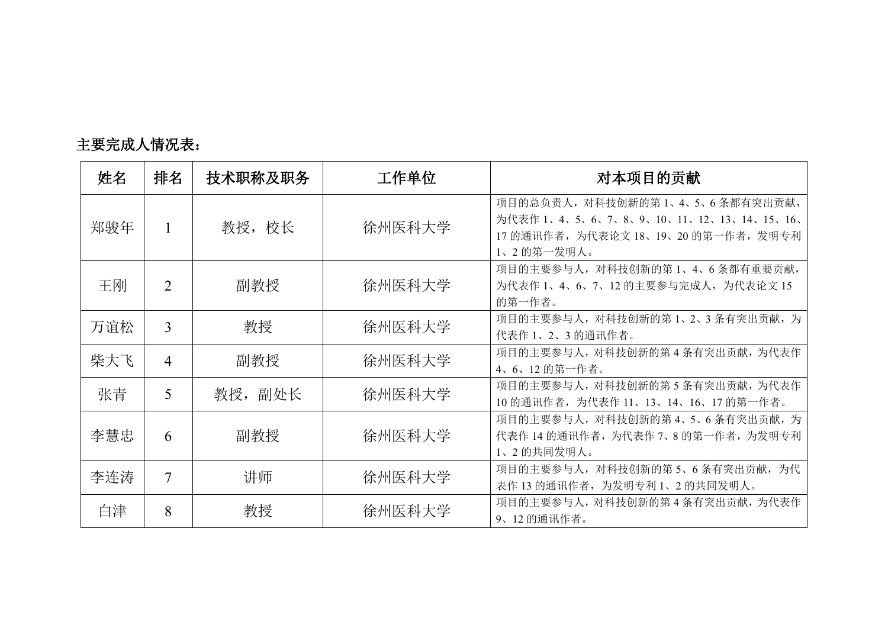**主要完成人情况表：**

| 姓名 | 排名 | 技术职称及职务 | 工作单位 | 对本项目的贡献 |
|---|---|---|---|---|
| 郑骏年 | 1 | 教授，校长 | 徐州医科大学 | 项目的总负责人，对科技创新的第 1、4、5、6 条都有突出贡献，为代表作 1、4、5、6、7、8、9、10、11、12、13、14、15、16、17 的通讯作者，为代表论文 18、19、20 的第一作者，发明专利 1、2 的第一发明人。 |
| 王刚 | 2 | 副教授 | 徐州医科大学 | 项目的主要参与人，对科技创新的第 1、4、6 条都有重要贡献，为代表作 1、4、6、7、12 的主要参与完成人，为代表论文 15 的第一作者。 |
| 万谊松 | 3 | 教授 | 徐州医科大学 | 项目的主要参与人，对科技创新的第 1、2、3 条有突出贡献，为代表作 1、2、3 的通讯作者。 |
| 柴大飞 | 4 | 副教授 | 徐州医科大学 | 项目的主要参与人，对科技创新的第 4 条有突出贡献，为代表作 4、6、12 的第一作者。 |
| 张青 | 5 | 教授，副处长 | 徐州医科大学 | 项目的主要参与人，对科技创新的第 5 条有突出贡献，为代表作 10 的通讯作者，为代表作 11、13、14、16、17 的第一作者。 |
| 李慧忠 | 6 | 副教授 | 徐州医科大学 | 项目的主要参与人，对科技创新的第 4、5、6 条有突出贡献，为代表作 14 的通讯作者，为代表作 7、8 的第一作者，为发明专利 1、2 的共同发明人。 |
| 李连涛 | 7 | 讲师 | 徐州医科大学 | 项目的主要参与人，对科技创新的第 5、6 条有突出贡献，为代表作 13 的通讯作者，为发明专利 1、2 的共同发明人。 |
| 白津 | 8 | 教授 | 徐州医科大学 | 项目的主要参与人，对科技创新的第 4 条有突出贡献，为代表作 9、12 的通讯作者。 |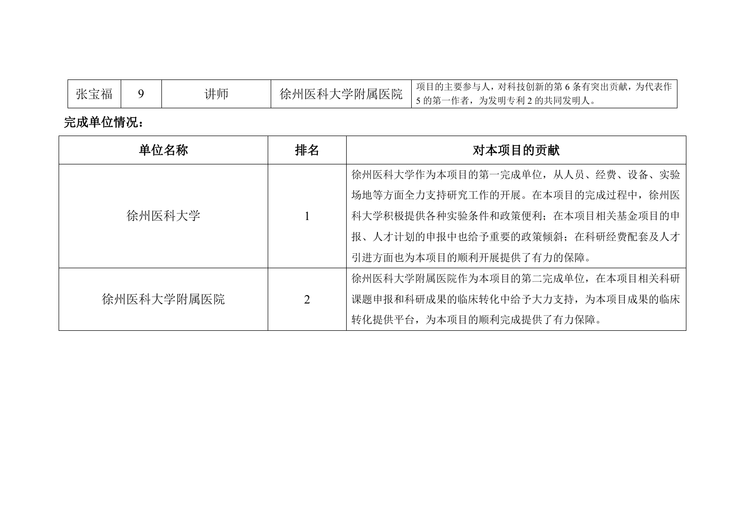| | | | | |
|---|---|---|---|---|
| 张宝福 | 9 | 讲师 | 徐州医科大学附属医院 | 项目的主要参与人，对科技创新的第 6 条有突出贡献，为代表作 5 的第一作者，为发明专利 2 的共同发明人。 |

**完成单位情况：**

| 单位名称 | 排名 | 对本项目的贡献 |
|---|---|---|
| 徐州医科大学 | 1 | 徐州医科大学作为本项目的第一完成单位，从人员、经费、设备、实验场地等方面全力支持研究工作的开展。在本项目的完成过程中，徐州医科大学积极提供各种实验条件和政策便利；在本项目相关基金项目的申报、人才计划的申报中也给予重要的政策倾斜；在科研经费配套及人才引进方面也为本项目的顺利开展提供了有力的保障。 |
| 徐州医科大学附属医院 | 2 | 徐州医科大学附属医院作为本项目的第二完成单位，在本项目相关科研课题申报和科研成果的临床转化中给予大力支持，为本项目成果的临床转化提供平台，为本项目的顺利完成提供了有力保障。 |